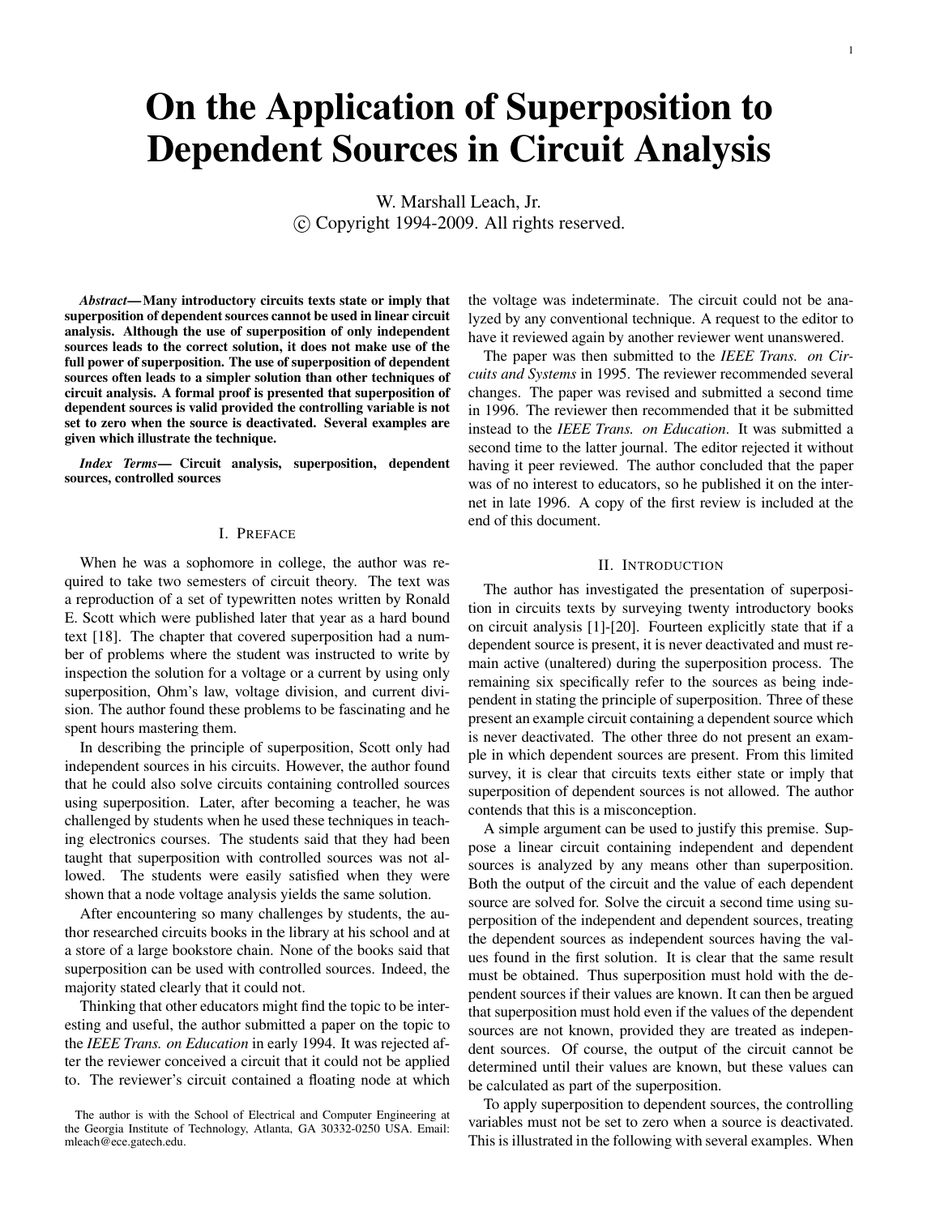# On the Application of Superposition to Dependent Sources in Circuit Analysis

W. Marshall Leach, Jr.
© Copyright 1994-2009. All rights reserved.

***Abstract*— Many introductory circuits texts state or imply that superposition of dependent sources cannot be used in linear circuit analysis. Although the use of superposition of only independent sources leads to the correct solution, it does not make use of the full power of superposition. The use of superposition of dependent sources often leads to a simpler solution than other techniques of circuit analysis. A formal proof is presented that superposition of dependent sources is valid provided the controlling variable is not set to zero when the source is deactivated. Several examples are given which illustrate the technique.**

***Index Terms*— Circuit analysis, superposition, dependent sources, controlled sources**

## I. Preface

When he was a sophomore in college, the author was required to take two semesters of circuit theory. The text was a reproduction of a set of typewritten notes written by Ronald E. Scott which were published later that year as a hard bound text [18]. The chapter that covered superposition had a number of problems where the student was instructed to write by inspection the solution for a voltage or a current by using only superposition, Ohm's law, voltage division, and current division. The author found these problems to be fascinating and he spent hours mastering them.

In describing the principle of superposition, Scott only had independent sources in his circuits. However, the author found that he could also solve circuits containing controlled sources using superposition. Later, after becoming a teacher, he was challenged by students when he used these techniques in teaching electronics courses. The students said that they had been taught that superposition with controlled sources was not allowed. The students were easily satisfied when they were shown that a node voltage analysis yields the same solution.

After encountering so many challenges by students, the author researched circuits books in the library at his school and at a store of a large bookstore chain. None of the books said that superposition can be used with controlled sources. Indeed, the majority stated clearly that it could not.

Thinking that other educators might find the topic to be interesting and useful, the author submitted a paper on the topic to the *IEEE Trans. on Education* in early 1994. It was rejected after the reviewer conceived a circuit that it could not be applied to. The reviewer's circuit contained a floating node at which the voltage was indeterminate. The circuit could not be analyzed by any conventional technique. A request to the editor to have it reviewed again by another reviewer went unanswered.

The paper was then submitted to the *IEEE Trans. on Circuits and Systems* in 1995. The reviewer recommended several changes. The paper was revised and submitted a second time in 1996. The reviewer then recommended that it be submitted instead to the *IEEE Trans. on Education*. It was submitted a second time to the latter journal. The editor rejected it without having it peer reviewed. The author concluded that the paper was of no interest to educators, so he published it on the internet in late 1996. A copy of the first review is included at the end of this document.

## II. Introduction

The author has investigated the presentation of superposition in circuits texts by surveying twenty introductory books on circuit analysis [1]-[20]. Fourteen explicitly state that if a dependent source is present, it is never deactivated and must remain active (unaltered) during the superposition process. The remaining six specifically refer to the sources as being independent in stating the principle of superposition. Three of these present an example circuit containing a dependent source which is never deactivated. The other three do not present an example in which dependent sources are present. From this limited survey, it is clear that circuits texts either state or imply that superposition of dependent sources is not allowed. The author contends that this is a misconception.

A simple argument can be used to justify this premise. Suppose a linear circuit containing independent and dependent sources is analyzed by any means other than superposition. Both the output of the circuit and the value of each dependent source are solved for. Solve the circuit a second time using superposition of the independent and dependent sources, treating the dependent sources as independent sources having the values found in the first solution. It is clear that the same result must be obtained. Thus superposition must hold with the dependent sources if their values are known. It can then be argued that superposition must hold even if the values of the dependent sources are not known, provided they are treated as independent sources. Of course, the output of the circuit cannot be determined until their values are known, but these values can be calculated as part of the superposition.

To apply superposition to dependent sources, the controlling variables must not be set to zero when a source is deactivated. This is illustrated in the following with several examples. When

The author is with the School of Electrical and Computer Engineering at the Georgia Institute of Technology, Atlanta, GA 30332-0250 USA. Email: mleach@ece.gatech.edu.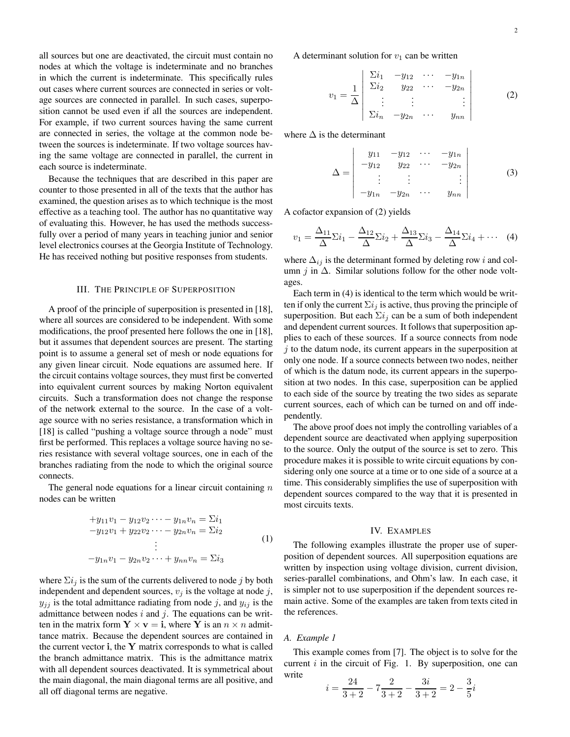all sources but one are deactivated, the circuit must contain no nodes at which the voltage is indeterminate and no branches in which the current is indeterminate. This specifically rules out cases where current sources are connected in series or voltage sources are connected in parallel. In such cases, superposition cannot be used even if all the sources are independent. For example, if two current sources having the same current are connected in series, the voltage at the common node between the sources is indeterminate. If two voltage sources having the same voltage are connected in parallel, the current in each source is indeterminate.

Because the techniques that are described in this paper are counter to those presented in all of the texts that the author has examined, the question arises as to which technique is the most effective as a teaching tool. The author has no quantitative way of evaluating this. However, he has used the methods successfully over a period of many years in teaching junior and senior level electronics courses at the Georgia Institute of Technology. He has received nothing but positive responses from students.

## III. The Principle of Superposition

A proof of the principle of superposition is presented in [18], where all sources are considered to be independent. With some modifications, the proof presented here follows the one in [18], but it assumes that dependent sources are present. The starting point is to assume a general set of mesh or node equations for any given linear circuit. Node equations are assumed here. If the circuit contains voltage sources, they must first be converted into equivalent current sources by making Norton equivalent circuits. Such a transformation does not change the response of the network external to the source. In the case of a voltage source with no series resistance, a transformation which in [18] is called "pushing a voltage source through a node" must first be performed. This replaces a voltage source having no series resistance with several voltage sources, one in each of the branches radiating from the node to which the original source connects.

The general node equations for a linear circuit containing $n$ nodes can be written

$$\begin{gathered} +y_{11}v_1 - y_{12}v_2 \cdots - y_{1n}v_n = \Sigma i_1 \\ -y_{12}v_1 + y_{22}v_2 \cdots - y_{2n}v_n = \Sigma i_2 \\ \vdots \\ -y_{1n}v_1 - y_{2n}v_2 \cdots + y_{nn}v_n = \Sigma i_3 \end{gathered} \tag{1}$$

where $\Sigma i_j$ is the sum of the currents delivered to node $j$ by both independent and dependent sources, $v_j$ is the voltage at node $j$, $y_{jj}$ is the total admittance radiating from node $j$, and $y_{ij}$ is the admittance between nodes $i$ and $j$. The equations can be written in the matrix form $\mathbf{Y} \times \mathbf{v} = \mathbf{i}$, where $\mathbf{Y}$ is an $n \times n$ admittance matrix. Because the dependent sources are contained in the current vector $\mathbf{i}$, the $\mathbf{Y}$ matrix corresponds to what is called the branch admittance matrix. This is the admittance matrix with all dependent sources deactivated. It is symmetrical about the main diagonal, the main diagonal terms are all positive, and all off diagonal terms are negative.

A determinant solution for $v_1$ can be written

$$v_1 = \frac{1}{\Delta} \begin{vmatrix} \Sigma i_1 & -y_{12} & \cdots & -y_{1n} \\ \Sigma i_2 & y_{22} & \cdots & -y_{2n} \\ \vdots & \vdots & & \vdots \\ \Sigma i_n & -y_{2n} & \cdots & y_{nn} \end{vmatrix} \tag{2}$$

where $\Delta$ is the determinant

$$\Delta = \begin{vmatrix} y_{11} & -y_{12} & \cdots & -y_{1n} \\ -y_{12} & y_{22} & \cdots & -y_{2n} \\ \vdots & \vdots & & \vdots \\ -y_{1n} & -y_{2n} & \cdots & y_{nn} \end{vmatrix} \tag{3}$$

A cofactor expansion of (2) yields

$$v_1 = \frac{\Delta_{11}}{\Delta}\Sigma i_1 - \frac{\Delta_{12}}{\Delta}\Sigma i_2 + \frac{\Delta_{13}}{\Delta}\Sigma i_3 - \frac{\Delta_{14}}{\Delta}\Sigma i_4 + \cdots \tag{4}$$

where $\Delta_{ij}$ is the determinant formed by deleting row $i$ and column $j$ in $\Delta$. Similar solutions follow for the other node voltages.

Each term in (4) is identical to the term which would be written if only the current $\Sigma i_j$ is active, thus proving the principle of superposition. But each $\Sigma i_j$ can be a sum of both independent and dependent current sources. It follows that superposition applies to each of these sources. If a source connects from node $j$ to the datum node, its current appears in the superposition at only one node. If a source connects between two nodes, neither of which is the datum node, its current appears in the superposition at two nodes. In this case, superposition can be applied to each side of the source by treating the two sides as separate current sources, each of which can be turned on and off independently.

The above proof does not imply the controlling variables of a dependent source are deactivated when applying superposition to the source. Only the output of the source is set to zero. This procedure makes it is possible to write circuit equations by considering only one source at a time or to one side of a source at a time. This considerably simplifies the use of superposition with dependent sources compared to the way that it is presented in most circuits texts.

## IV. Examples

The following examples illustrate the proper use of superposition of dependent sources. All superposition equations are written by inspection using voltage division, current division, series-parallel combinations, and Ohm's law. In each case, it is simpler not to use superposition if the dependent sources remain active. Some of the examples are taken from texts cited in the references.

### A. Example 1

This example comes from [7]. The object is to solve for the current $i$ in the circuit of Fig. 1. By superposition, one can write

$$i = \frac{24}{3+2} - 7\frac{2}{3+2} - \frac{3i}{3+2} = 2 - \frac{3}{5}i$$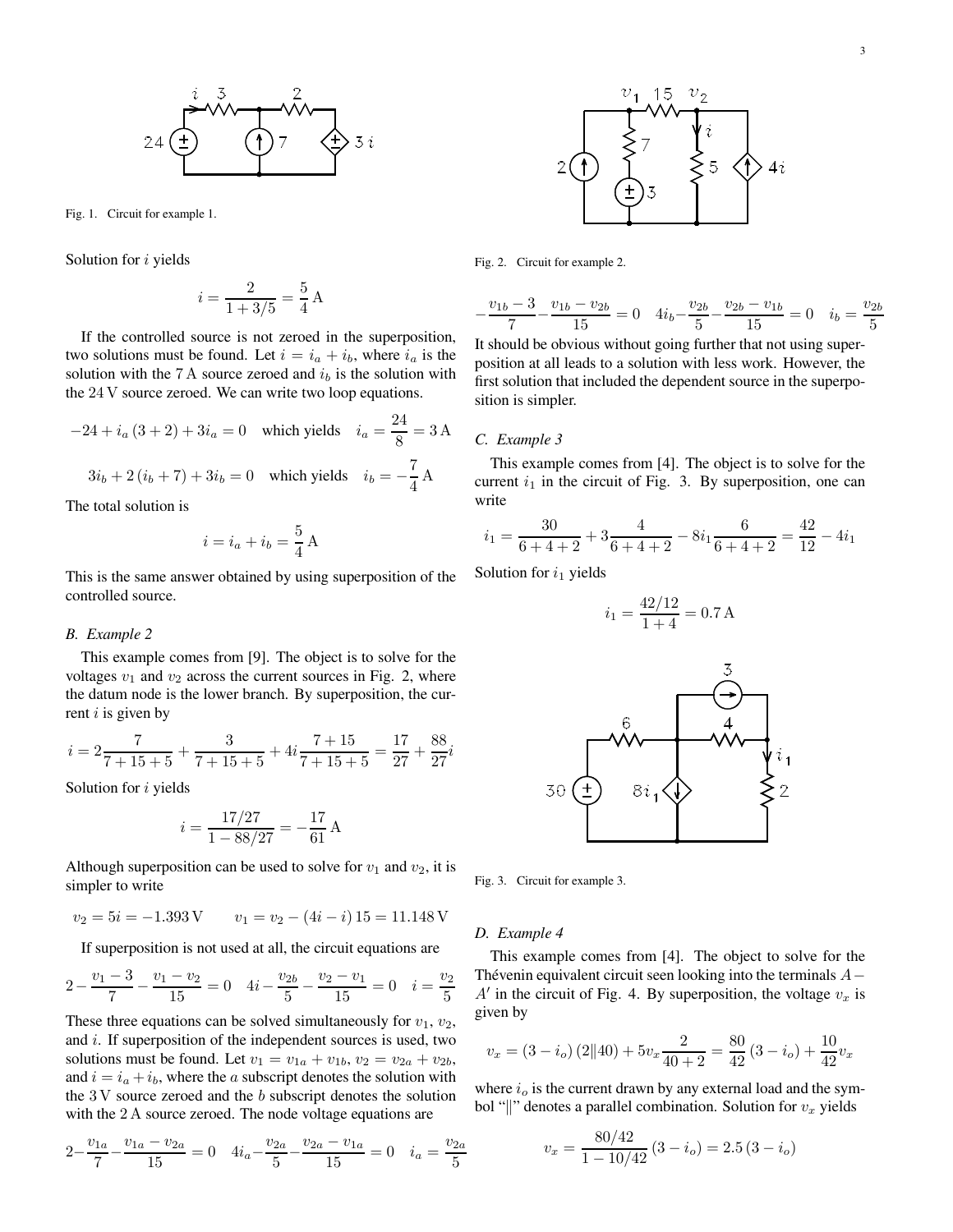Fig. 1. Circuit for example 1.

Solution for $i$ yields

$$i = \frac{2}{1+3/5} = \frac{5}{4}\,\mathrm{A}$$

If the controlled source is not zeroed in the superposition, two solutions must be found. Let $i = i_a + i_b$, where $i_a$ is the solution with the 7 A source zeroed and $i_b$ is the solution with the 24 V source zeroed. We can write two loop equations.

$$-24 + i_a(3+2) + 3i_a = 0 \quad \text{which yields} \quad i_a = \frac{24}{8} = 3\,\mathrm{A}$$

$$3i_b + 2(i_b + 7) + 3i_b = 0 \quad \text{which yields} \quad i_b = -\frac{7}{4}\,\mathrm{A}$$

The total solution is

$$i = i_a + i_b = \frac{5}{4}\,\mathrm{A}$$

This is the same answer obtained by using superposition of the controlled source.

### B. Example 2

This example comes from [9]. The object is to solve for the voltages $v_1$ and $v_2$ across the current sources in Fig. 2, where the datum node is the lower branch. By superposition, the current $i$ is given by

$$i = 2\frac{7}{7+15+5} + \frac{3}{7+15+5} + 4i\frac{7+15}{7+15+5} = \frac{17}{27} + \frac{88}{27}i$$

Solution for $i$ yields

$$i = \frac{17/27}{1-88/27} = -\frac{17}{61}\,\mathrm{A}$$

Although superposition can be used to solve for $v_1$ and $v_2$, it is simpler to write

$$v_2 = 5i = -1.393\,\mathrm{V} \qquad v_1 = v_2 - (4i - i)\,15 = 11.148\,\mathrm{V}$$

If superposition is not used at all, the circuit equations are

$$2 - \frac{v_1 - 3}{7} - \frac{v_1 - v_2}{15} = 0 \quad 4i - \frac{v_2}{5} - \frac{v_2 - v_1}{15} = 0 \quad i = \frac{v_2}{5}$$

These three equations can be solved simultaneously for $v_1$, $v_2$, and $i$. If superposition of the independent sources is used, two solutions must be found. Let $v_1 = v_{1a} + v_{1b}$, $v_2 = v_{2a} + v_{2b}$, and $i = i_a + i_b$, where the $a$ subscript denotes the solution with the 3 V source zeroed and the $b$ subscript denotes the solution with the 2 A source zeroed. The node voltage equations are

$$2 - \frac{v_{1a}}{7} - \frac{v_{1a} - v_{2a}}{15} = 0 \quad 4i_a - \frac{v_{2a}}{5} - \frac{v_{2a} - v_{1a}}{15} = 0 \quad i_a = \frac{v_{2a}}{5}$$

Fig. 2. Circuit for example 2.

$$-\frac{v_{1b} - 3}{7} - \frac{v_{1b} - v_{2b}}{15} = 0 \quad 4i_b - \frac{v_{2b}}{5} - \frac{v_{2b} - v_{1b}}{15} = 0 \quad i_b = \frac{v_{2b}}{5}$$

It should be obvious without going further that not using superposition at all leads to a solution with less work. However, the first solution that included the dependent source in the superposition is simpler.

### C. Example 3

This example comes from [4]. The object is to solve for the current $i_1$ in the circuit of Fig. 3. By superposition, one can write

$$i_1 = \frac{30}{6+4+2} + 3\frac{4}{6+4+2} - 8i_1\frac{6}{6+4+2} = \frac{42}{12} - 4i_1$$

Solution for $i_1$ yields

$$i_1 = \frac{42/12}{1+4} = 0.7\,\mathrm{A}$$

Fig. 3. Circuit for example 3.

### D. Example 4

This example comes from [4]. The object to solve for the Thévenin equivalent circuit seen looking into the terminals $A - A'$ in the circuit of Fig. 4. By superposition, the voltage $v_x$ is given by

$$v_x = (3 - i_o)(2\|40) + 5v_x\frac{2}{40+2} = \frac{80}{42}(3 - i_o) + \frac{10}{42}v_x$$

where $i_o$ is the current drawn by any external load and the symbol "$\|$" denotes a parallel combination. Solution for $v_x$ yields

$$v_x = \frac{80/42}{1-10/42}(3 - i_o) = 2.5\,(3 - i_o)$$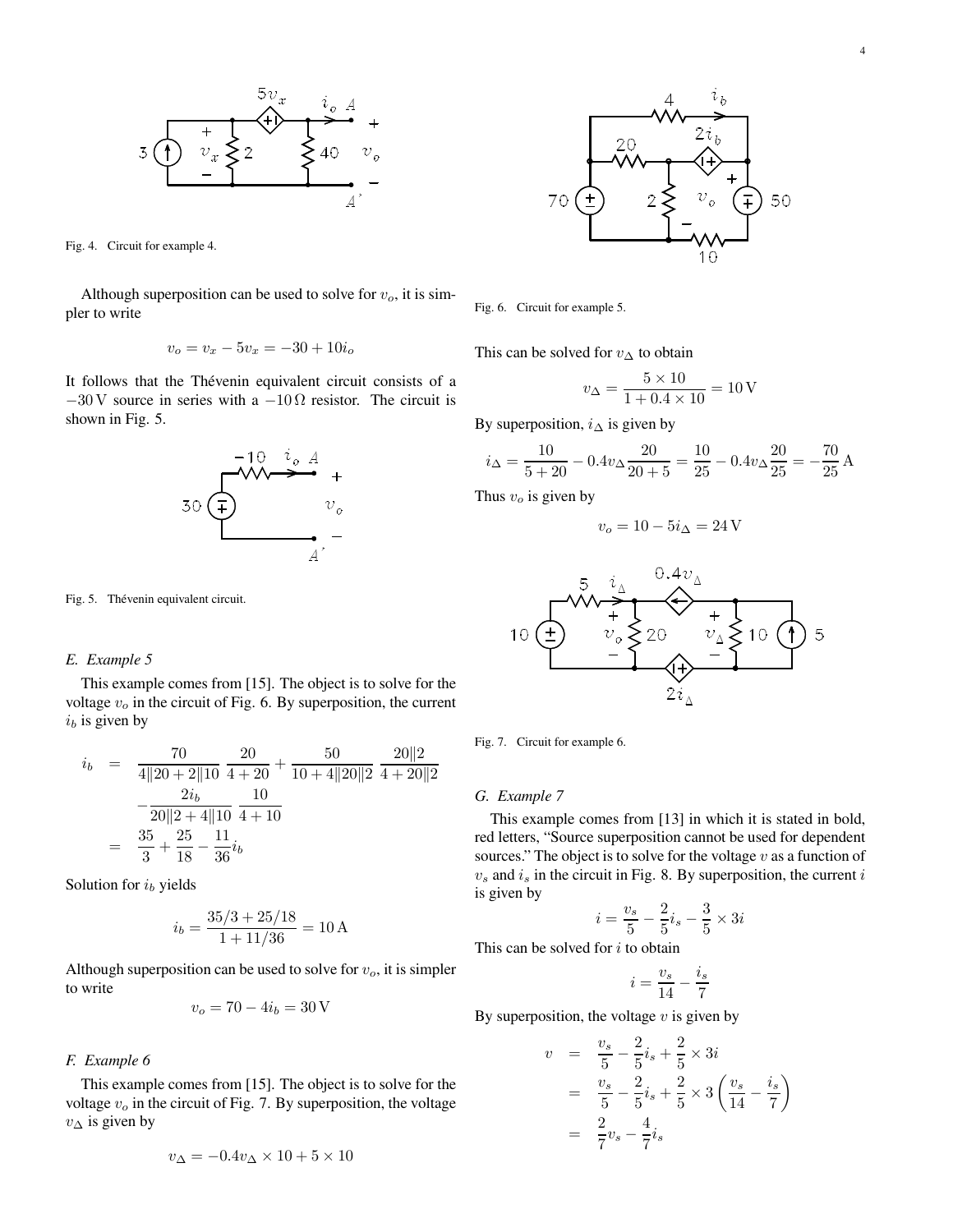Fig. 4. Circuit for example 4.

Although superposition can be used to solve for $v_o$, it is simpler to write

$$v_o = v_x - 5v_x = -30 + 10i_o$$

It follows that the Thévenin equivalent circuit consists of a $-30\,\text{V}$ source in series with a $-10\,\Omega$ resistor. The circuit is shown in Fig. 5.

Fig. 5. Thévenin equivalent circuit.

### E. Example 5

This example comes from [15]. The object is to solve for the voltage $v_o$ in the circuit of Fig. 6. By superposition, the current $i_b$ is given by

$$\begin{aligned} i_b &= \frac{70}{4\|20 + 2\|10}\,\frac{20}{4+20} + \frac{50}{10 + 4\|20\|2}\,\frac{20\|2}{4 + 20\|2} \\ &\quad - \frac{2i_b}{20\|2 + 4\|10}\,\frac{10}{4+10} \\ &= \frac{35}{3} + \frac{25}{18} - \frac{11}{36}i_b \end{aligned}$$

Solution for $i_b$ yields

$$i_b = \frac{35/3 + 25/18}{1 + 11/36} = 10\,\text{A}$$

Although superposition can be used to solve for $v_o$, it is simpler to write

$$v_o = 70 - 4i_b = 30\,\text{V}$$

### F. Example 6

This example comes from [15]. The object is to solve for the voltage $v_o$ in the circuit of Fig. 7. By superposition, the voltage $v_\Delta$ is given by

$$v_\Delta = -0.4v_\Delta \times 10 + 5 \times 10$$

Fig. 6. Circuit for example 5.

This can be solved for $v_\Delta$ to obtain

$$v_\Delta = \frac{5 \times 10}{1 + 0.4 \times 10} = 10\,\text{V}$$

By superposition, $i_\Delta$ is given by

$$i_\Delta = \frac{10}{5+20} - 0.4v_\Delta \frac{20}{20+5} = \frac{10}{25} - 0.4v_\Delta \frac{20}{25} = -\frac{70}{25}\,\text{A}$$

Thus $v_o$ is given by

$$v_o = 10 - 5i_\Delta = 24\,\text{V}$$

Fig. 7. Circuit for example 6.

### G. Example 7

This example comes from [13] in which it is stated in bold, red letters, "Source superposition cannot be used for dependent sources." The object is to solve for the voltage $v$ as a function of $v_s$ and $i_s$ in the circuit in Fig. 8. By superposition, the current $i$ is given by

$$i = \frac{v_s}{5} - \frac{2}{5}i_s - \frac{3}{5} \times 3i$$

This can be solved for $i$ to obtain

$$i = \frac{v_s}{14} - \frac{i_s}{7}$$

By superposition, the voltage $v$ is given by

$$\begin{aligned} v &= \frac{v_s}{5} - \frac{2}{5}i_s + \frac{2}{5} \times 3i \\ &= \frac{v_s}{5} - \frac{2}{5}i_s + \frac{2}{5} \times 3\left(\frac{v_s}{14} - \frac{i_s}{7}\right) \\ &= \frac{2}{7}v_s - \frac{4}{7}i_s \end{aligned}$$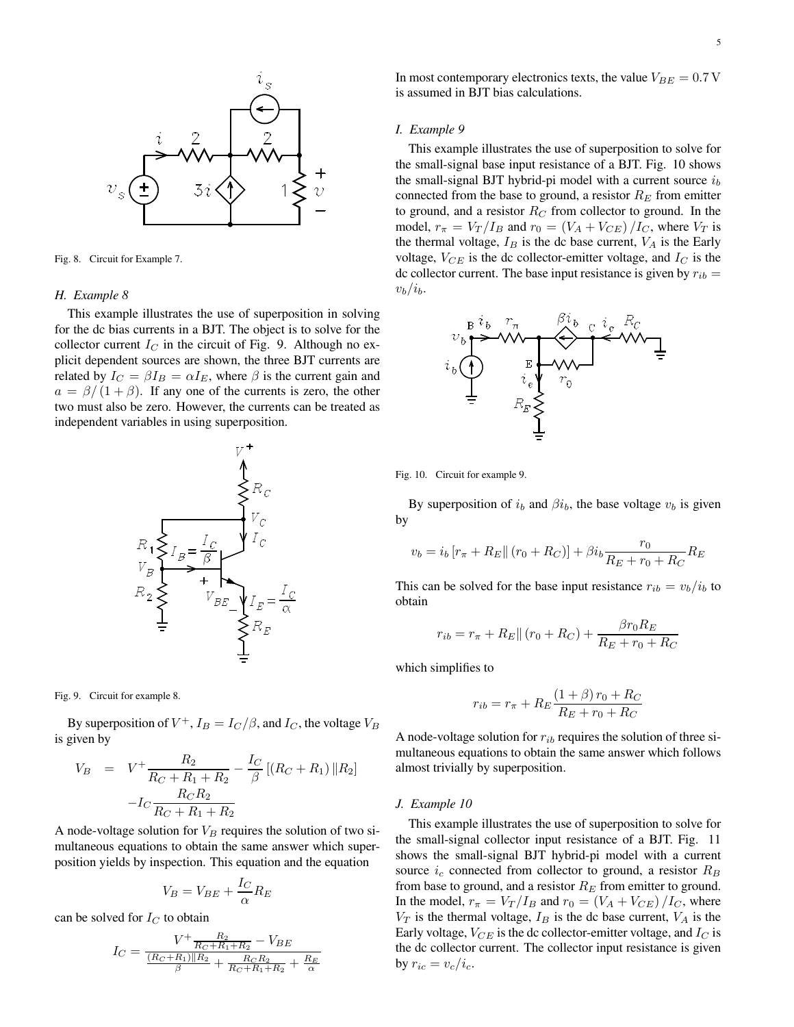Fig. 8. Circuit for Example 7.

### H. Example 8

This example illustrates the use of superposition in solving for the dc bias currents in a BJT. The object is to solve for the collector current $I_C$ in the circuit of Fig. 9. Although no explicit dependent sources are shown, the three BJT currents are related by $I_C = \beta I_B = \alpha I_E$, where $\beta$ is the current gain and $a = \beta/(1+\beta)$. If any one of the currents is zero, the other two must also be zero. However, the currents can be treated as independent variables in using superposition.

Fig. 9. Circuit for example 8.

By superposition of $V^+$, $I_B = I_C/\beta$, and $I_C$, the voltage $V_B$ is given by

$$\begin{aligned} V_B &= V^+ \frac{R_2}{R_C + R_1 + R_2} - \frac{I_C}{\beta}\left[(R_C + R_1) \| R_2\right] \\ &\quad - I_C \frac{R_C R_2}{R_C + R_1 + R_2} \end{aligned}$$

A node-voltage solution for $V_B$ requires the solution of two simultaneous equations to obtain the same answer which superposition yields by inspection. This equation and the equation

$$V_B = V_{BE} + \frac{I_C}{\alpha} R_E$$

can be solved for $I_C$ to obtain

$$I_C = \frac{V^+ \frac{R_2}{R_C + R_1 + R_2} - V_{BE}}{\frac{(R_C + R_1) \| R_2}{\beta} + \frac{R_C R_2}{R_C + R_1 + R_2} + \frac{R_E}{\alpha}}$$

In most contemporary electronics texts, the value $V_{BE} = 0.7\,\text{V}$ is assumed in BJT bias calculations.

### I. Example 9

This example illustrates the use of superposition to solve for the small-signal base input resistance of a BJT. Fig. 10 shows the small-signal BJT hybrid-pi model with a current source $i_b$ connected from the base to ground, a resistor $R_E$ from emitter to ground, and a resistor $R_C$ from collector to ground. In the model, $r_\pi = V_T/I_B$ and $r_0 = (V_A + V_{CE})/I_C$, where $V_T$ is the thermal voltage, $I_B$ is the dc base current, $V_A$ is the Early voltage, $V_{CE}$ is the dc collector-emitter voltage, and $I_C$ is the dc collector current. The base input resistance is given by $r_{ib} = v_b/i_b$.

Fig. 10. Circuit for example 9.

By superposition of $i_b$ and $\beta i_b$, the base voltage $v_b$ is given by

$$v_b = i_b\left[r_\pi + R_E \| (r_0 + R_C)\right] + \beta i_b \frac{r_0}{R_E + r_0 + R_C} R_E$$

This can be solved for the base input resistance $r_{ib} = v_b/i_b$ to obtain

$$r_{ib} = r_\pi + R_E \| (r_0 + R_C) + \frac{\beta r_0 R_E}{R_E + r_0 + R_C}$$

which simplifies to

$$r_{ib} = r_\pi + R_E \frac{(1+\beta) r_0 + R_C}{R_E + r_0 + R_C}$$

A node-voltage solution for $r_{ib}$ requires the solution of three simultaneous equations to obtain the same answer which follows almost trivially by superposition.

### J. Example 10

This example illustrates the use of superposition to solve for the small-signal collector input resistance of a BJT. Fig. 11 shows the small-signal BJT hybrid-pi model with a current source $i_c$ connected from collector to ground, a resistor $R_B$ from base to ground, and a resistor $R_E$ from emitter to ground. In the model, $r_\pi = V_T/I_B$ and $r_0 = (V_A + V_{CE})/I_C$, where $V_T$ is the thermal voltage, $I_B$ is the dc base current, $V_A$ is the Early voltage, $V_{CE}$ is the dc collector-emitter voltage, and $I_C$ is the dc collector current. The collector input resistance is given by $r_{ic} = v_c/i_c$.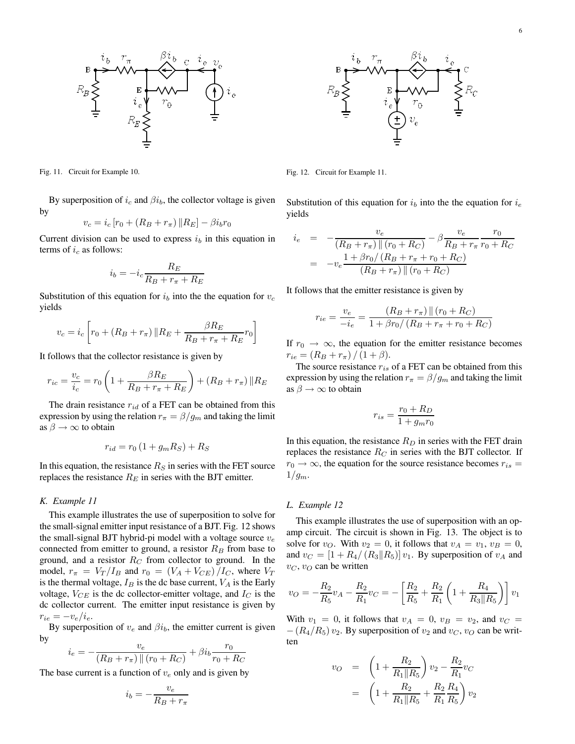Fig. 11. Circuit for Example 10.

Fig. 12. Circuit for Example 11.

By superposition of $i_c$ and $\beta i_b$, the collector voltage is given by

$$v_c = i_c \left[ r_0 + (R_B + r_\pi) \| R_E \right] - \beta i_b r_0$$

Current division can be used to express $i_b$ in this equation in terms of $i_c$ as follows:

$$i_b = -i_c \frac{R_E}{R_B + r_\pi + R_E}$$

Substitution of this equation for $i_b$ into the the equation for $v_c$ yields

$$v_c = i_c \left[ r_0 + (R_B + r_\pi) \| R_E + \frac{\beta R_E}{R_B + r_\pi + R_E} r_0 \right]$$

It follows that the collector resistance is given by

$$r_{ic} = \frac{v_c}{i_c} = r_0 \left( 1 + \frac{\beta R_E}{R_B + r_\pi + R_E} \right) + (R_B + r_\pi) \| R_E$$

The drain resistance $r_{id}$ of a FET can be obtained from this expression by using the relation $r_\pi = \beta / g_m$ and taking the limit as $\beta \to \infty$ to obtain

$$r_{id} = r_0 (1 + g_m R_S) + R_S$$

In this equation, the resistance $R_S$ in series with the FET source replaces the resistance $R_E$ in series with the BJT emitter.

### *K. Example 11*

This example illustrates the use of superposition to solve for the small-signal emitter input resistance of a BJT. Fig. 12 shows the small-signal BJT hybrid-pi model with a voltage source $v_e$ connected from emitter to ground, a resistor $R_B$ from base to ground, and a resistor $R_C$ from collector to ground. In the model, $r_\pi = V_T / I_B$ and $r_0 = (V_A + V_{CE}) / I_C$, where $V_T$ is the thermal voltage, $I_B$ is the dc base current, $V_A$ is the Early voltage, $V_{CE}$ is the dc collector-emitter voltage, and $I_C$ is the dc collector current. The emitter input resistance is given by $r_{ie} = -v_e / i_e$.

By superposition of $v_e$ and $\beta i_b$, the emitter current is given by

$$i_e = -\frac{v_e}{(R_B + r_\pi) \| (r_0 + R_C)} + \beta i_b \frac{r_0}{r_0 + R_C}$$

The base current is a function of $v_e$ only and is given by

$$i_b = -\frac{v_e}{R_B + r_\pi}$$

Substitution of this equation for $i_b$ into the the equation for $i_e$ yields

$$\begin{aligned} i_e &= -\frac{v_e}{(R_B + r_\pi) \| (r_0 + R_C)} - \beta \frac{v_e}{R_B + r_\pi} \frac{r_0}{r_0 + R_C} \\ &= -v_e \frac{1 + \beta r_0 / (R_B + r_\pi + r_0 + R_C)}{(R_B + r_\pi) \| (r_0 + R_C)} \end{aligned}$$

It follows that the emitter resistance is given by

$$r_{ie} = \frac{v_e}{-i_e} = \frac{(R_B + r_\pi) \| (r_0 + R_C)}{1 + \beta r_0 / (R_B + r_\pi + r_0 + R_C)}$$

If $r_0 \to \infty$, the equation for the emitter resistance becomes $r_{ie} = (R_B + r_\pi) / (1 + \beta)$.

The source resistance $r_{is}$ of a FET can be obtained from this expression by using the relation $r_\pi = \beta / g_m$ and taking the limit as $\beta \to \infty$ to obtain

$$r_{is} = \frac{r_0 + R_D}{1 + g_m r_0}$$

In this equation, the resistance $R_D$ in series with the FET drain replaces the resistance $R_C$ in series with the BJT collector. If $r_0 \to \infty$, the equation for the source resistance becomes $r_{is} = 1/g_m$.

### *L. Example 12*

This example illustrates the use of superposition with an op-amp circuit. The circuit is shown in Fig. 13. The object is to solve for $v_O$. With $v_2 = 0$, it follows that $v_A = v_1$, $v_B = 0$, and $v_C = [1 + R_4 / (R_3 \| R_5)] v_1$. By superposition of $v_A$ and $v_C$, $v_O$ can be written

$$v_O = -\frac{R_2}{R_5} v_A - \frac{R_2}{R_1} v_C = -\left[ \frac{R_2}{R_5} + \frac{R_2}{R_1} \left( 1 + \frac{R_4}{R_3 \| R_5} \right) \right] v_1$$

With $v_1 = 0$, it follows that $v_A = 0$, $v_B = v_2$, and $v_C = -(R_4 / R_5) v_2$. By superposition of $v_2$ and $v_C$, $v_O$ can be written

$$\begin{aligned} v_O &= \left( 1 + \frac{R_2}{R_1 \| R_5} \right) v_2 - \frac{R_2}{R_1} v_C \\ &= \left( 1 + \frac{R_2}{R_1 \| R_5} + \frac{R_2}{R_1} \frac{R_4}{R_5} \right) v_2 \end{aligned}$$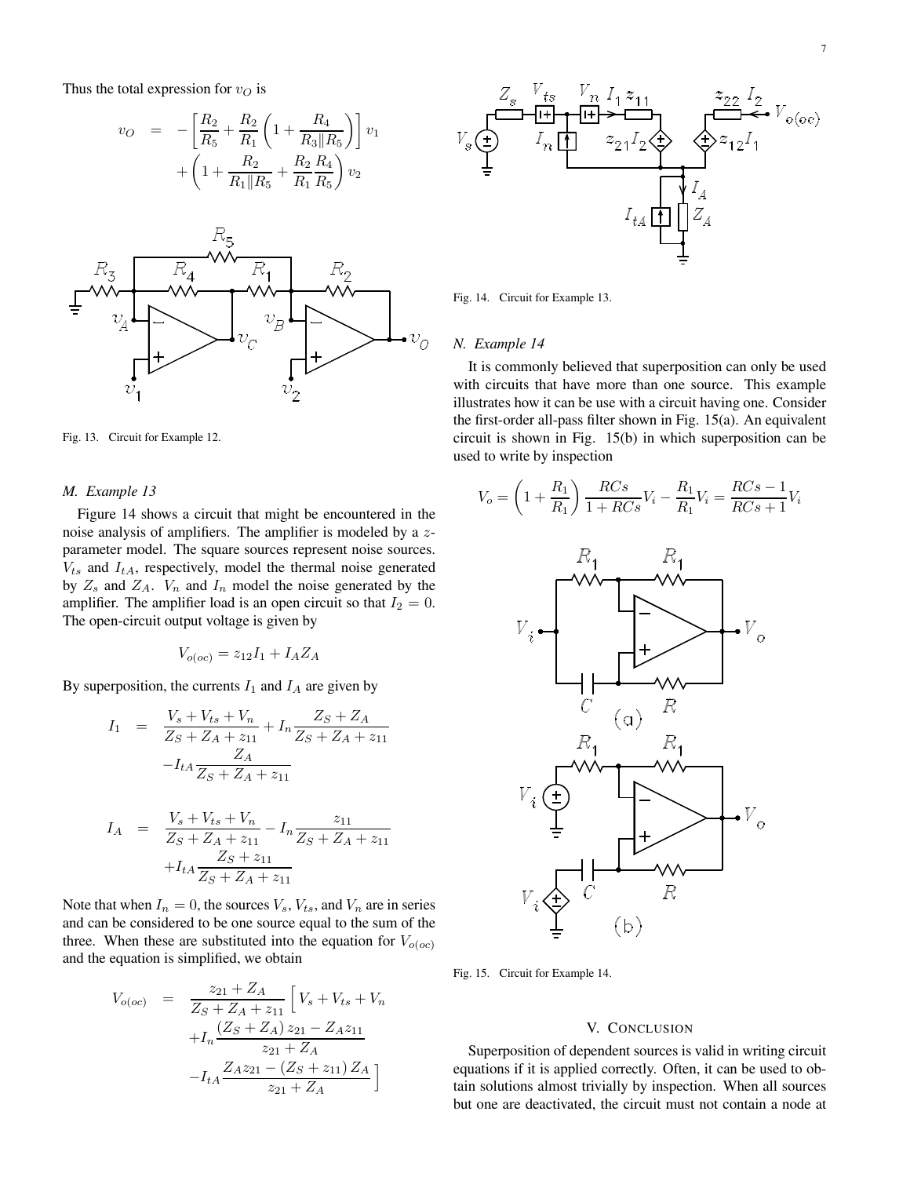Thus the total expression for $v_O$ is

$$
\begin{aligned}
v_O &= -\left[\frac{R_2}{R_5} + \frac{R_2}{R_1}\left(1 + \frac{R_4}{R_3\|R_5}\right)\right] v_1 \\
&\quad + \left(1 + \frac{R_2}{R_1\|R_5} + \frac{R_2}{R_1}\frac{R_4}{R_5}\right) v_2
\end{aligned}
$$

Fig. 13. Circuit for Example 12.

### M. Example 13

Figure 14 shows a circuit that might be encountered in the noise analysis of amplifiers. The amplifier is modeled by a $z$-parameter model. The square sources represent noise sources. $V_{ts}$ and $I_{tA}$, respectively, model the thermal noise generated by $Z_s$ and $Z_A$. $V_n$ and $I_n$ model the noise generated by the amplifier. The amplifier load is an open circuit so that $I_2 = 0$. The open-circuit output voltage is given by

$$
V_{o(oc)} = z_{12} I_1 + I_A Z_A
$$

By superposition, the currents $I_1$ and $I_A$ are given by

$$
\begin{aligned}
I_1 &= \frac{V_s + V_{ts} + V_n}{Z_S + Z_A + z_{11}} + I_n \frac{Z_S + Z_A}{Z_S + Z_A + z_{11}} \\
&\quad - I_{tA} \frac{Z_A}{Z_S + Z_A + z_{11}}
\end{aligned}
$$

$$
\begin{aligned}
I_A &= \frac{V_s + V_{ts} + V_n}{Z_S + Z_A + z_{11}} - I_n \frac{z_{11}}{Z_S + Z_A + z_{11}} \\
&\quad + I_{tA} \frac{Z_S + z_{11}}{Z_S + Z_A + z_{11}}
\end{aligned}
$$

Note that when $I_n = 0$, the sources $V_s$, $V_{ts}$, and $V_n$ are in series and can be considered to be one source equal to the sum of the three. When these are substituted into the equation for $V_{o(oc)}$ and the equation is simplified, we obtain

$$
\begin{aligned}
V_{o(oc)} &= \frac{z_{21} + Z_A}{Z_S + Z_A + z_{11}} \Big[ V_s + V_{ts} + V_n \\
&\quad + I_n \frac{(Z_S + Z_A) z_{21} - Z_A z_{11}}{z_{21} + Z_A} \\
&\quad - I_{tA} \frac{Z_A z_{21} - (Z_S + z_{11}) Z_A}{z_{21} + Z_A} \Big]
\end{aligned}
$$

Fig. 14. Circuit for Example 13.

### N. Example 14

It is commonly believed that superposition can only be used with circuits that have more than one source. This example illustrates how it can be use with a circuit having one. Consider the first-order all-pass filter shown in Fig. 15(a). An equivalent circuit is shown in Fig. 15(b) in which superposition can be used to write by inspection

$$
V_o = \left(1 + \frac{R_1}{R_1}\right) \frac{RCs}{1 + RCs} V_i - \frac{R_1}{R_1} V_i = \frac{RCs - 1}{RCs + 1} V_i
$$

Fig. 15. Circuit for Example 14.

## V. Conclusion

Superposition of dependent sources is valid in writing circuit equations if it is applied correctly. Often, it can be used to obtain solutions almost trivially by inspection. When all sources but one are deactivated, the circuit must not contain a node at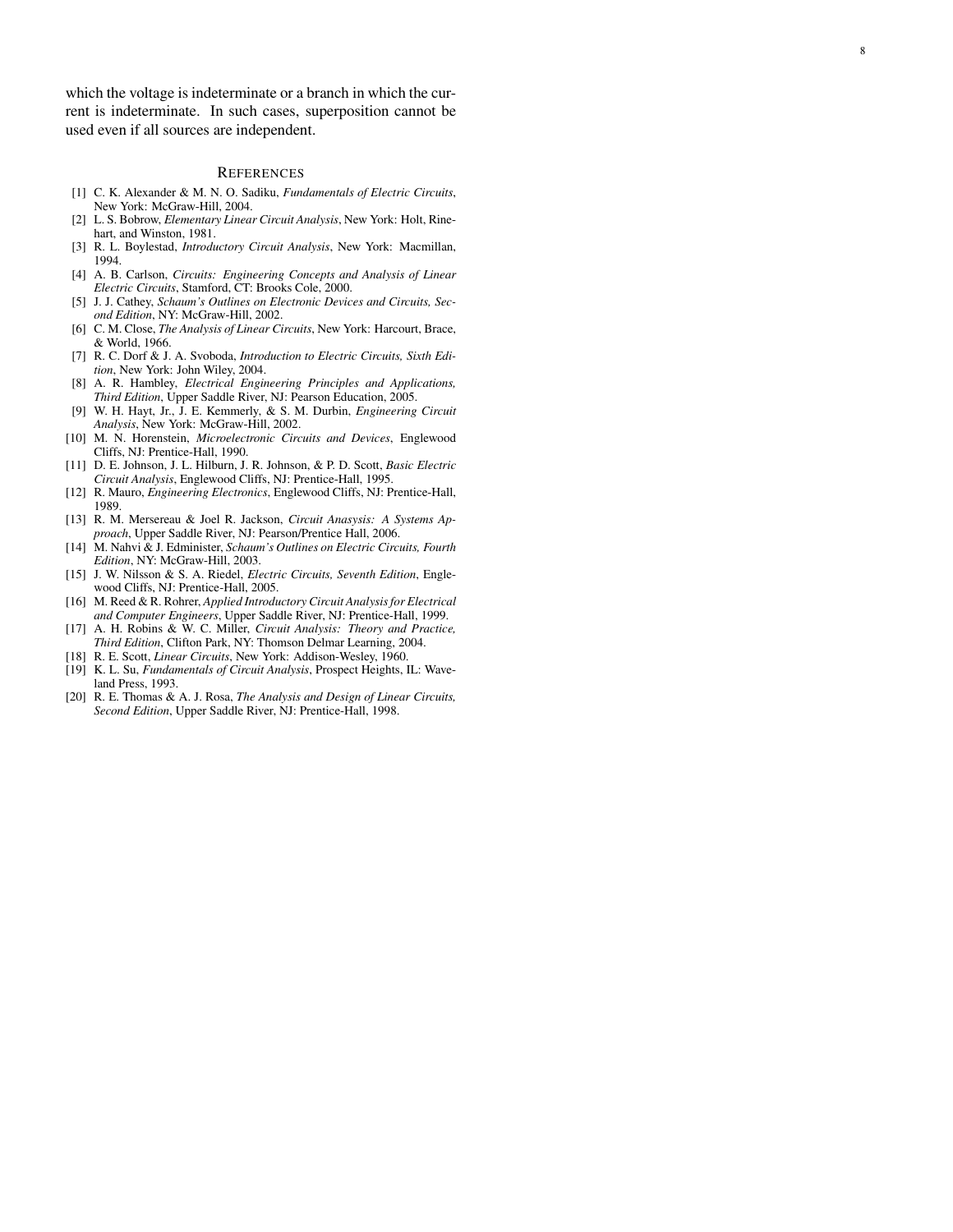which the voltage is indeterminate or a branch in which the current is indeterminate. In such cases, superposition cannot be used even if all sources are independent.

## References

[1] C. K. Alexander & M. N. O. Sadiku, *Fundamentals of Electric Circuits*, New York: McGraw-Hill, 2004.

[2] L. S. Bobrow, *Elementary Linear Circuit Analysis*, New York: Holt, Rinehart, and Winston, 1981.

[3] R. L. Boylestad, *Introductory Circuit Analysis*, New York: Macmillan, 1994.

[4] A. B. Carlson, *Circuits: Engineering Concepts and Analysis of Linear Electric Circuits*, Stamford, CT: Brooks Cole, 2000.

[5] J. J. Cathey, *Schaum's Outlines on Electronic Devices and Circuits, Second Edition*, NY: McGraw-Hill, 2002.

[6] C. M. Close, *The Analysis of Linear Circuits*, New York: Harcourt, Brace, & World, 1966.

[7] R. C. Dorf & J. A. Svoboda, *Introduction to Electric Circuits, Sixth Edition*, New York: John Wiley, 2004.

[8] A. R. Hambley, *Electrical Engineering Principles and Applications, Third Edition*, Upper Saddle River, NJ: Pearson Education, 2005.

[9] W. H. Hayt, Jr., J. E. Kemmerly, & S. M. Durbin, *Engineering Circuit Analysis*, New York: McGraw-Hill, 2002.

[10] M. N. Horenstein, *Microelectronic Circuits and Devices*, Englewood Cliffs, NJ: Prentice-Hall, 1990.

[11] D. E. Johnson, J. L. Hilburn, J. R. Johnson, & P. D. Scott, *Basic Electric Circuit Analysis*, Englewood Cliffs, NJ: Prentice-Hall, 1995.

[12] R. Mauro, *Engineering Electronics*, Englewood Cliffs, NJ: Prentice-Hall, 1989.

[13] R. M. Mersereau & Joel R. Jackson, *Circuit Anasysis: A Systems Approach*, Upper Saddle River, NJ: Pearson/Prentice Hall, 2006.

[14] M. Nahvi & J. Edminister, *Schaum's Outlines on Electric Circuits, Fourth Edition*, NY: McGraw-Hill, 2003.

[15] J. W. Nilsson & S. A. Riedel, *Electric Circuits, Seventh Edition*, Englewood Cliffs, NJ: Prentice-Hall, 2005.

[16] M. Reed & R. Rohrer, *Applied Introductory Circuit Analysis for Electrical and Computer Engineers*, Upper Saddle River, NJ: Prentice-Hall, 1999.

[17] A. H. Robins & W. C. Miller, *Circuit Analysis: Theory and Practice, Third Edition*, Clifton Park, NY: Thomson Delmar Learning, 2004.

[18] R. E. Scott, *Linear Circuits*, New York: Addison-Wesley, 1960.

[19] K. L. Su, *Fundamentals of Circuit Analysis*, Prospect Heights, IL: Waveland Press, 1993.

[20] R. E. Thomas & A. J. Rosa, *The Analysis and Design of Linear Circuits, Second Edition*, Upper Saddle River, NJ: Prentice-Hall, 1998.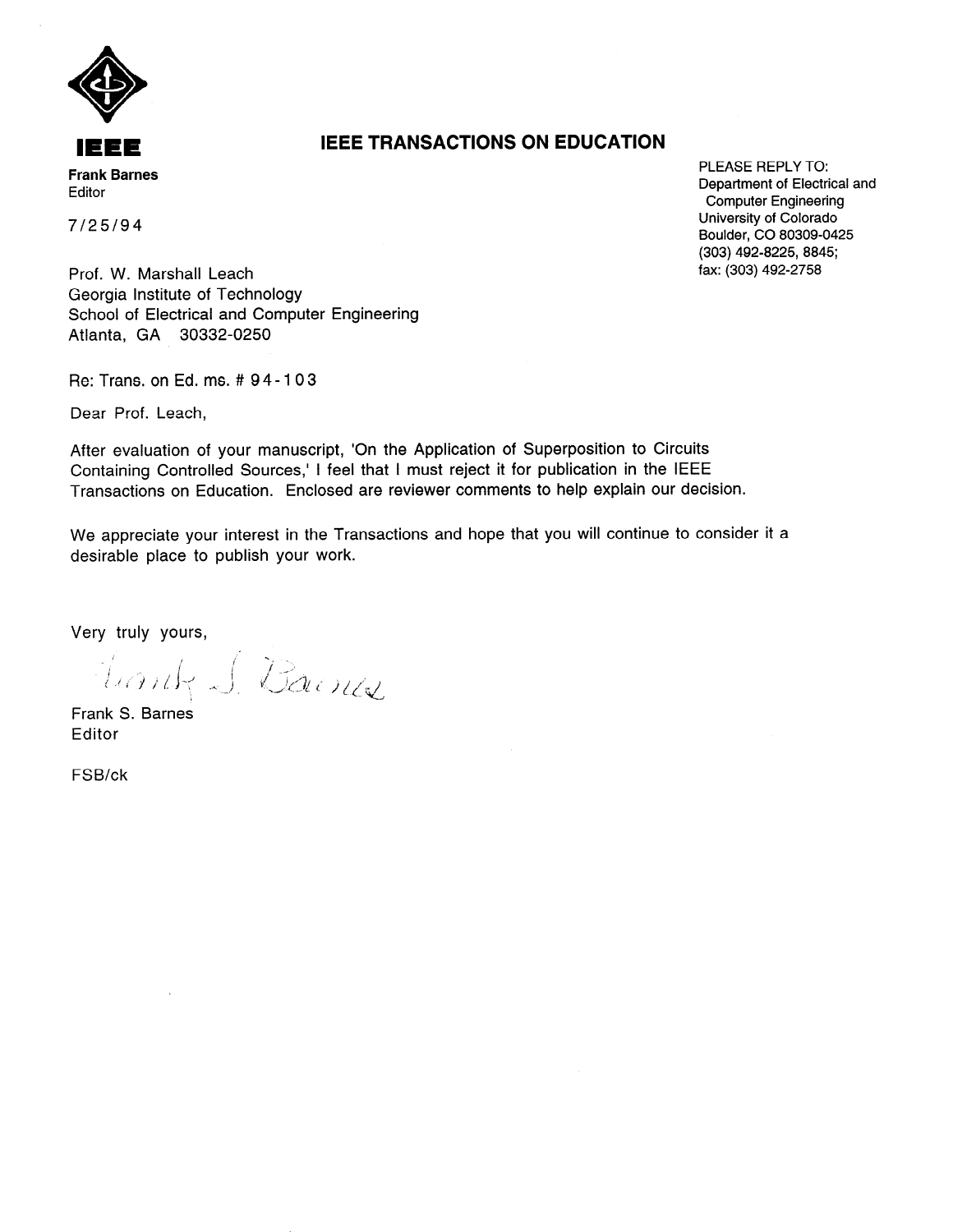**IEEE**

**IEEE TRANSACTIONS ON EDUCATION**

**Frank Barnes**
Editor

PLEASE REPLY TO:
Department of Electrical and Computer Engineering
University of Colorado
Boulder, CO 80309-0425
(303) 492-8225, 8845;
fax: (303) 492-2758

7/25/94

Prof. W. Marshall Leach
Georgia Institute of Technology
School of Electrical and Computer Engineering
Atlanta, GA 30332-0250

Re: Trans. on Ed. ms. # 94-103

Dear Prof. Leach,

After evaluation of your manuscript, 'On the Application of Superposition to Circuits Containing Controlled Sources,' I feel that I must reject it for publication in the IEEE Transactions on Education. Enclosed are reviewer comments to help explain our decision.

We appreciate your interest in the Transactions and hope that you will continue to consider it a desirable place to publish your work.

Very truly yours,

Frank S. Barnes

Frank S. Barnes
Editor

FSB/ck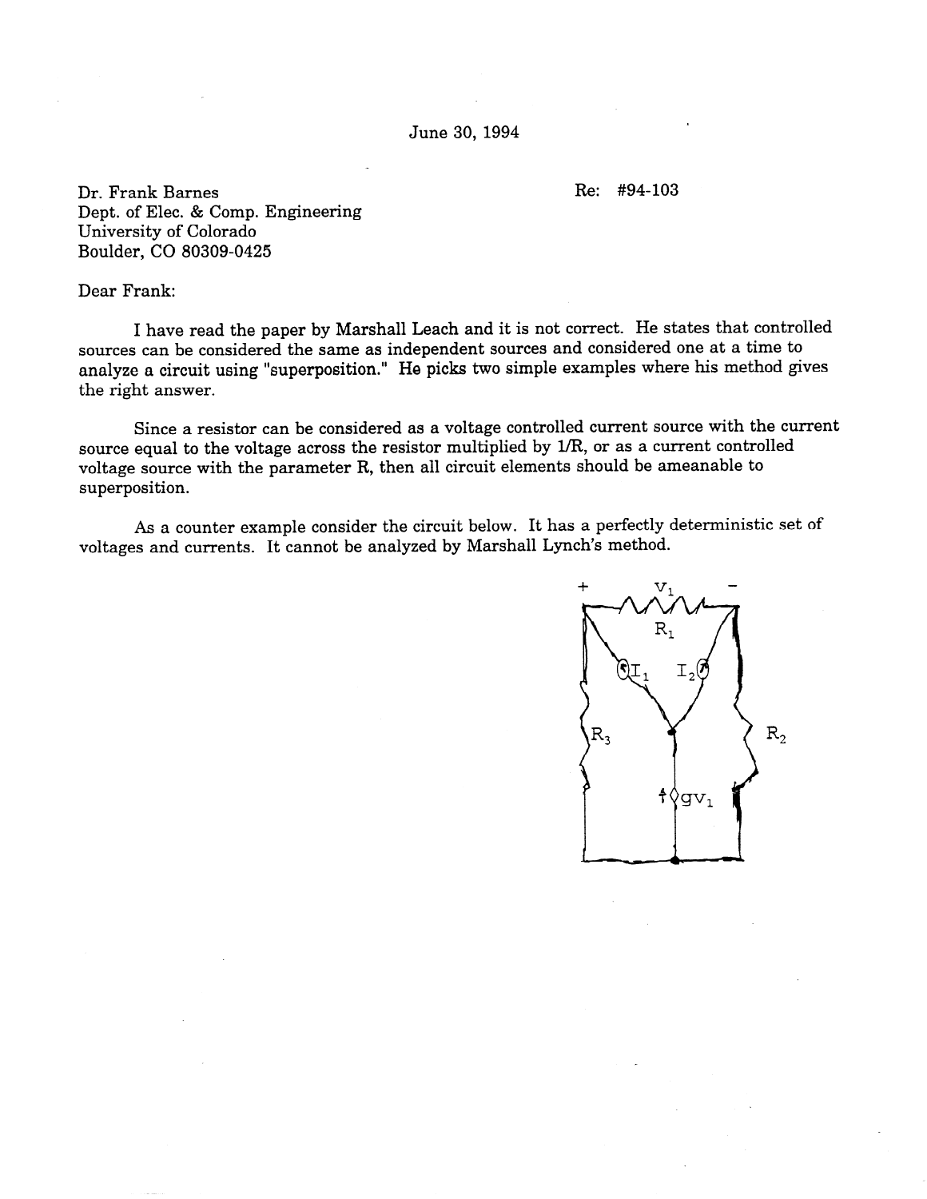June 30, 1994

Dr. Frank Barnes
Dept. of Elec. & Comp. Engineering
University of Colorado
Boulder, CO 80309-0425

Re: #94-103

Dear Frank:

I have read the paper by Marshall Leach and it is not correct. He states that controlled sources can be considered the same as independent sources and considered one at a time to analyze a circuit using "superposition." He picks two simple examples where his method gives the right answer.

Since a resistor can be considered as a voltage controlled current source with the current source equal to the voltage across the resistor multiplied by 1/R, or as a current controlled voltage source with the parameter R, then all circuit elements should be ameanable to superposition.

As a counter example consider the circuit below. It has a perfectly deterministic set of voltages and currents. It cannot be analyzed by Marshall Lynch's method.

$+$ $V_1$ $-$

$R_1$

$I_1$ $I_2$

$R_3$ $R_2$

$gV_1$